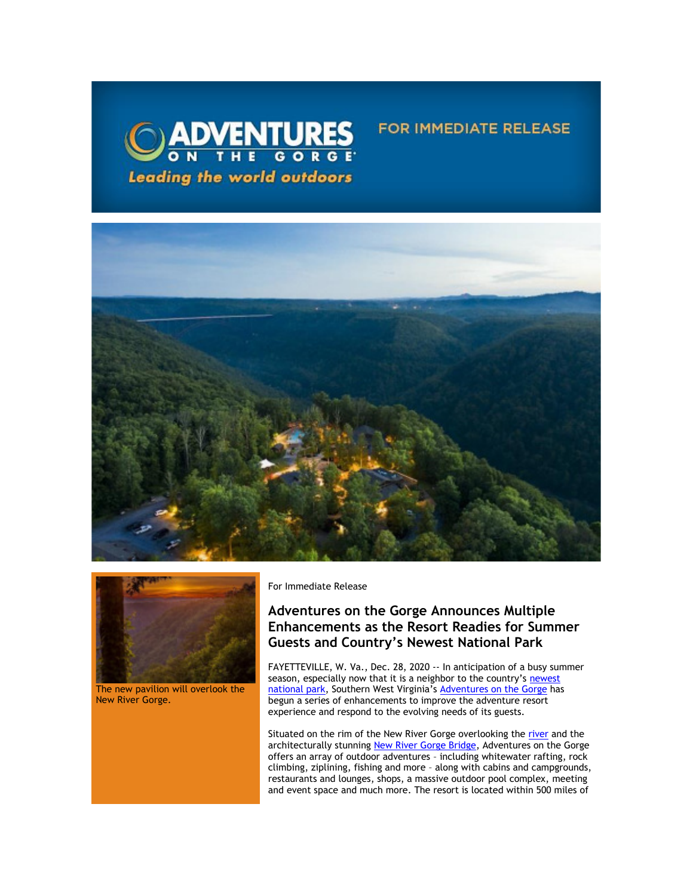ADVENTURES ON THE GORGE

*Leading the world outdoors*

FOR IMMEDIATE RELEASE

The new pavilion will overlook the New River Gorge.

For Immediate Release

## Adventures on the Gorge Announces Multiple Enhancements as the Resort Readies for Summer Guests and Country's Newest National Park

FAYETTEVILLE, W. Va., Dec. 28, 2020 -- In anticipation of a busy summer season, especially now that it is a neighbor to the country's newest national park, Southern West Virginia's Adventures on the Gorge has begun a series of enhancements to improve the adventure resort experience and respond to the evolving needs of its guests.

Situated on the rim of the New River Gorge overlooking the river and the architecturally stunning New River Gorge Bridge, Adventures on the Gorge offers an array of outdoor adventures – including whitewater rafting, rock climbing, ziplining, fishing and more – along with cabins and campgrounds, restaurants and lounges, shops, a massive outdoor pool complex, meeting and event space and much more. The resort is located within 500 miles of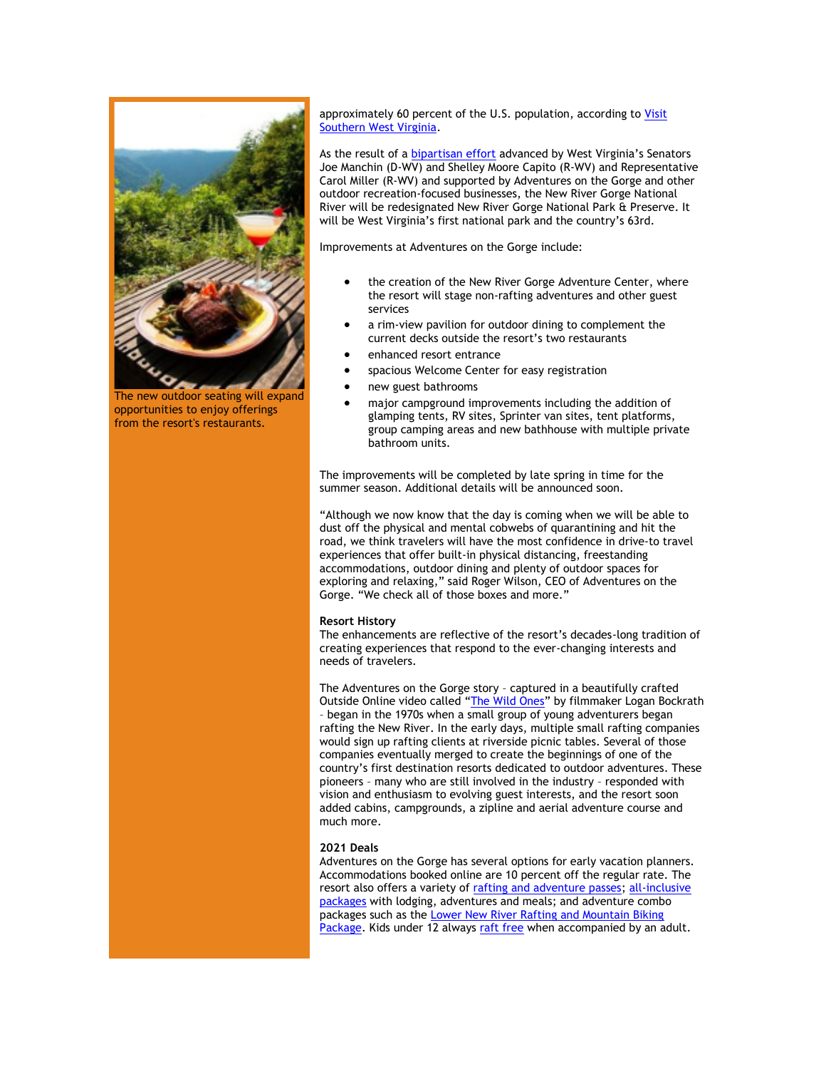The new outdoor seating will expand opportunities to enjoy offerings from the resort's restaurants.

approximately 60 percent of the U.S. population, according to Visit Southern West Virginia.

As the result of a bipartisan effort advanced by West Virginia's Senators Joe Manchin (D-WV) and Shelley Moore Capito (R-WV) and Representative Carol Miller (R-WV) and supported by Adventures on the Gorge and other outdoor recreation-focused businesses, the New River Gorge National River will be redesignated New River Gorge National Park & Preserve. It will be West Virginia's first national park and the country's 63rd.

Improvements at Adventures on the Gorge include:

- the creation of the New River Gorge Adventure Center, where the resort will stage non-rafting adventures and other guest services
- a rim-view pavilion for outdoor dining to complement the current decks outside the resort's two restaurants
- enhanced resort entrance
- spacious Welcome Center for easy registration
- new guest bathrooms
- major campground improvements including the addition of glamping tents, RV sites, Sprinter van sites, tent platforms, group camping areas and new bathhouse with multiple private bathroom units.

The improvements will be completed by late spring in time for the summer season. Additional details will be announced soon.

"Although we now know that the day is coming when we will be able to dust off the physical and mental cobwebs of quarantining and hit the road, we think travelers will have the most confidence in drive-to travel experiences that offer built-in physical distancing, freestanding accommodations, outdoor dining and plenty of outdoor spaces for exploring and relaxing," said Roger Wilson, CEO of Adventures on the Gorge. "We check all of those boxes and more."

**Resort History**

The enhancements are reflective of the resort's decades-long tradition of creating experiences that respond to the ever-changing interests and needs of travelers.

The Adventures on the Gorge story – captured in a beautifully crafted Outside Online video called "The Wild Ones" by filmmaker Logan Bockrath – began in the 1970s when a small group of young adventurers began rafting the New River. In the early days, multiple small rafting companies would sign up rafting clients at riverside picnic tables. Several of those companies eventually merged to create the beginnings of one of the country's first destination resorts dedicated to outdoor adventures. These pioneers – many who are still involved in the industry – responded with vision and enthusiasm to evolving guest interests, and the resort soon added cabins, campgrounds, a zipline and aerial adventure course and much more.

**2021 Deals**

Adventures on the Gorge has several options for early vacation planners. Accommodations booked online are 10 percent off the regular rate. The resort also offers a variety of rafting and adventure passes; all-inclusive packages with lodging, adventures and meals; and adventure combo packages such as the Lower New River Rafting and Mountain Biking Package. Kids under 12 always raft free when accompanied by an adult.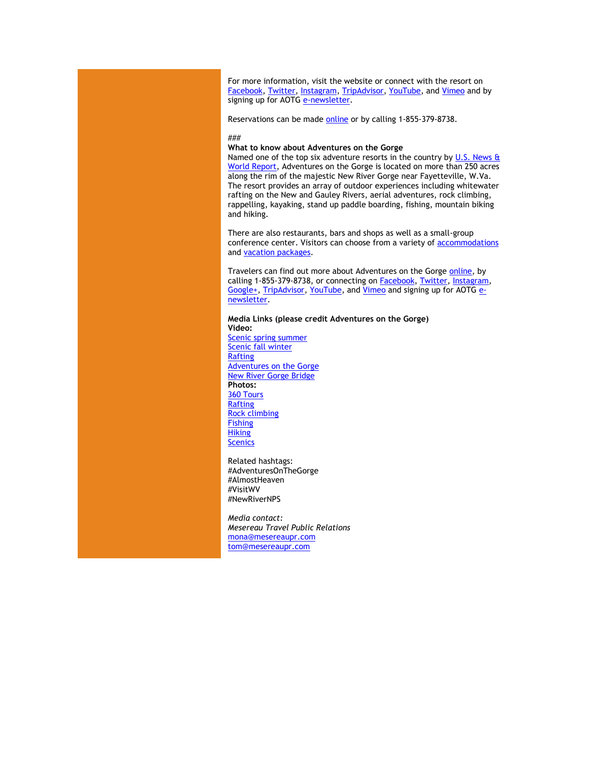For more information, visit the website or connect with the resort on Facebook, Twitter, Instagram, TripAdvisor, YouTube, and Vimeo and by signing up for AOTG e-newsletter.

Reservations can be made online or by calling 1-855-379-8738.

###

**What to know about Adventures on the Gorge**

Named one of the top six adventure resorts in the country by U.S. News & World Report, Adventures on the Gorge is located on more than 250 acres along the rim of the majestic New River Gorge near Fayetteville, W.Va. The resort provides an array of outdoor experiences including whitewater rafting on the New and Gauley Rivers, aerial adventures, rock climbing, rappelling, kayaking, stand up paddle boarding, fishing, mountain biking and hiking.

There are also restaurants, bars and shops as well as a small-group conference center. Visitors can choose from a variety of accommodations and vacation packages.

Travelers can find out more about Adventures on the Gorge online, by calling 1-855-379-8738, or connecting on Facebook, Twitter, Instagram, Google+, TripAdvisor, YouTube, and Vimeo and signing up for AOTG e-newsletter.

**Media Links (please credit Adventures on the Gorge)**

**Video:**

Scenic spring summer
Scenic fall winter
Rafting
Adventures on the Gorge
New River Gorge Bridge

**Photos:**

360 Tours
Rafting
Rock climbing
Fishing
Hiking
Scenics

Related hashtags:
#AdventuresOnTheGorge
#AlmostHeaven
#VisitWV
#NewRiverNPS

*Media contact:*
*Mesereau Travel Public Relations*
mona@mesereaupr.com
tom@mesereaupr.com